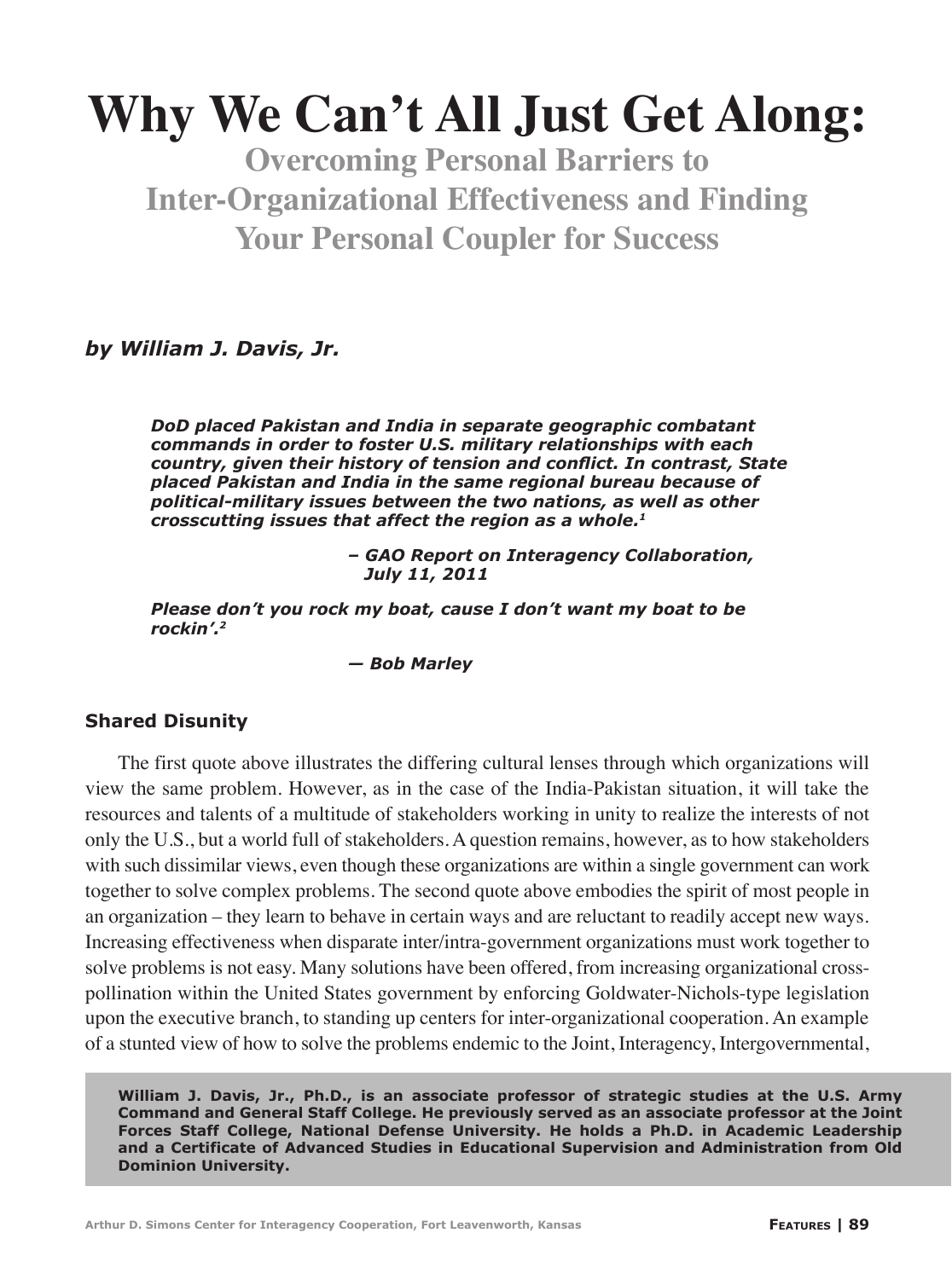# Why We Can't All Just Get Along:

## Overcoming Personal Barriers to Inter-Organizational Effectiveness and Finding Your Personal Coupler for Success

***by William J. Davis, Jr.***

> ***DoD placed Pakistan and India in separate geographic combatant commands in order to foster U.S. military relationships with each country, given their history of tension and conflict. In contrast, State placed Pakistan and India in the same regional bureau because of political-military issues between the two nations, as well as other crosscutting issues that affect the region as a whole.[1]***
>
> ***– GAO Report on Interagency Collaboration, July 11, 2011***

> ***Please don't you rock my boat, cause I don't want my boat to be rockin'.[2]***
>
> ***— Bob Marley***

### Shared Disunity

The first quote above illustrates the differing cultural lenses through which organizations will view the same problem. However, as in the case of the India-Pakistan situation, it will take the resources and talents of a multitude of stakeholders working in unity to realize the interests of not only the U.S., but a world full of stakeholders. A question remains, however, as to how stakeholders with such dissimilar views, even though these organizations are within a single government can work together to solve complex problems. The second quote above embodies the spirit of most people in an organization – they learn to behave in certain ways and are reluctant to readily accept new ways. Increasing effectiveness when disparate inter/intra-government organizations must work together to solve problems is not easy. Many solutions have been offered, from increasing organizational cross-pollination within the United States government by enforcing Goldwater-Nichols-type legislation upon the executive branch, to standing up centers for inter-organizational cooperation. An example of a stunted view of how to solve the problems endemic to the Joint, Interagency, Intergovernmental,

**William J. Davis, Jr., Ph.D., is an associate professor of strategic studies at the U.S. Army Command and General Staff College. He previously served as an associate professor at the Joint Forces Staff College, National Defense University. He holds a Ph.D. in Academic Leadership and a Certificate of Advanced Studies in Educational Supervision and Administration from Old Dominion University.**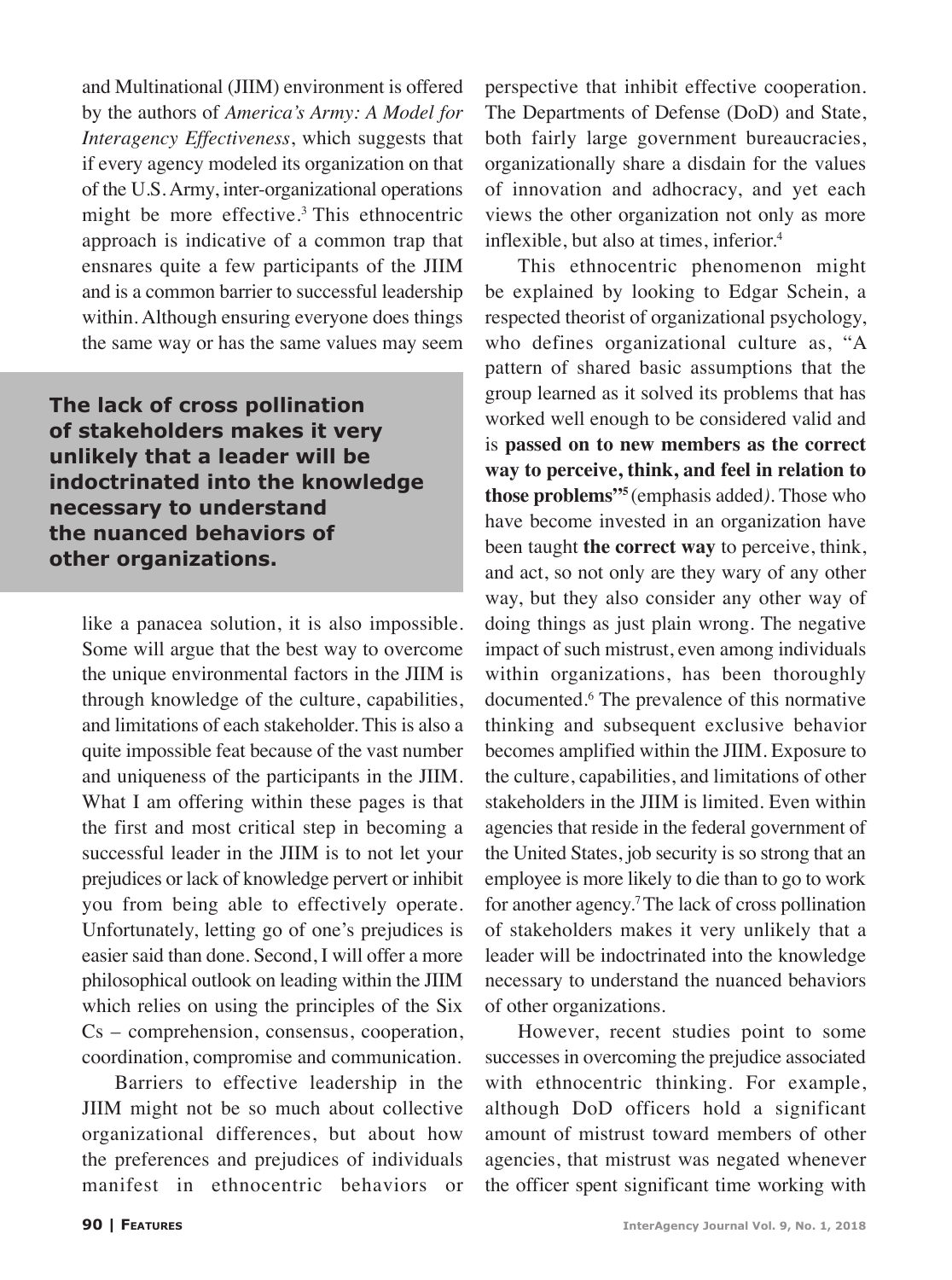and Multinational (JIIM) environment is offered by the authors of *America's Army: A Model for Interagency Effectiveness*, which suggests that if every agency modeled its organization on that of the U.S. Army, inter-organizational operations might be more effective.[3] This ethnocentric approach is indicative of a common trap that ensnares quite a few participants of the JIIM and is a common barrier to successful leadership within. Although ensuring everyone does things the same way or has the same values may seem like a panacea solution, it is also impossible. Some will argue that the best way to overcome the unique environmental factors in the JIIM is through knowledge of the culture, capabilities, and limitations of each stakeholder. This is also a quite impossible feat because of the vast number and uniqueness of the participants in the JIIM. What I am offering within these pages is that the first and most critical step in becoming a successful leader in the JIIM is to not let your prejudices or lack of knowledge pervert or inhibit you from being able to effectively operate. Unfortunately, letting go of one's prejudices is easier said than done. Second, I will offer a more philosophical outlook on leading within the JIIM which relies on using the principles of the Six Cs – comprehension, consensus, cooperation, coordination, compromise and communication.

**The lack of cross pollination of stakeholders makes it very unlikely that a leader will be indoctrinated into the knowledge necessary to understand the nuanced behaviors of other organizations.**

Barriers to effective leadership in the JIIM might not be so much about collective organizational differences, but about how the preferences and prejudices of individuals manifest in ethnocentric behaviors or perspective that inhibit effective cooperation. The Departments of Defense (DoD) and State, both fairly large government bureaucracies, organizationally share a disdain for the values of innovation and adhocracy, and yet each views the other organization not only as more inflexible, but also at times, inferior.[4]

This ethnocentric phenomenon might be explained by looking to Edgar Schein, a respected theorist of organizational psychology, who defines organizational culture as, "A pattern of shared basic assumptions that the group learned as it solved its problems that has worked well enough to be considered valid and is **passed on to new members as the correct way to perceive, think, and feel in relation to those problems"**[5] (emphasis added). Those who have become invested in an organization have been taught **the correct way** to perceive, think, and act, so not only are they wary of any other way, but they also consider any other way of doing things as just plain wrong. The negative impact of such mistrust, even among individuals within organizations, has been thoroughly documented.[6] The prevalence of this normative thinking and subsequent exclusive behavior becomes amplified within the JIIM. Exposure to the culture, capabilities, and limitations of other stakeholders in the JIIM is limited. Even within agencies that reside in the federal government of the United States, job security is so strong that an employee is more likely to die than to go to work for another agency.[7] The lack of cross pollination of stakeholders makes it very unlikely that a leader will be indoctrinated into the knowledge necessary to understand the nuanced behaviors of other organizations.

However, recent studies point to some successes in overcoming the prejudice associated with ethnocentric thinking. For example, although DoD officers hold a significant amount of mistrust toward members of other agencies, that mistrust was negated whenever the officer spent significant time working with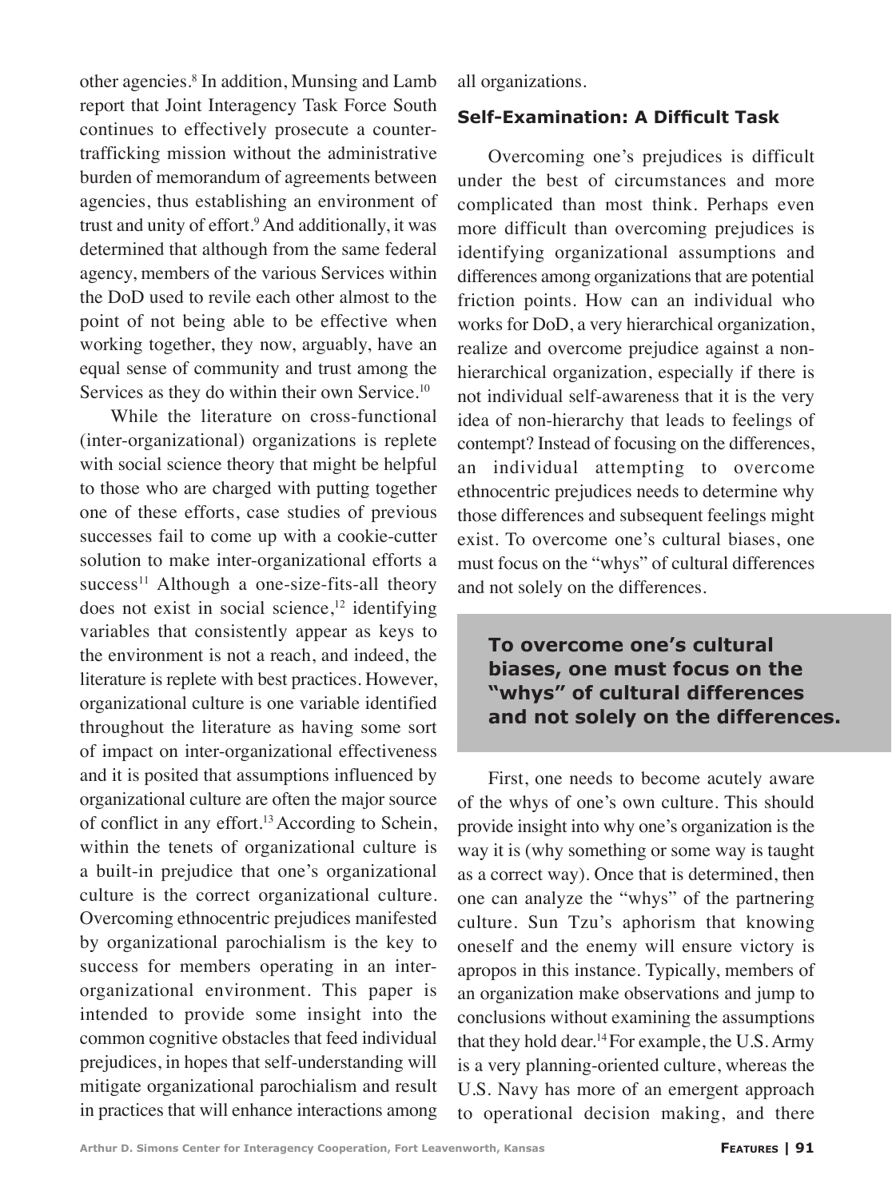other agencies.[8] In addition, Munsing and Lamb report that Joint Interagency Task Force South continues to effectively prosecute a counter-trafficking mission without the administrative burden of memorandum of agreements between agencies, thus establishing an environment of trust and unity of effort.[9] And additionally, it was determined that although from the same federal agency, members of the various Services within the DoD used to revile each other almost to the point of not being able to be effective when working together, they now, arguably, have an equal sense of community and trust among the Services as they do within their own Service.[10]

While the literature on cross-functional (inter-organizational) organizations is replete with social science theory that might be helpful to those who are charged with putting together one of these efforts, case studies of previous successes fail to come up with a cookie-cutter solution to make inter-organizational efforts a success[11] Although a one-size-fits-all theory does not exist in social science,[12] identifying variables that consistently appear as keys to the environment is not a reach, and indeed, the literature is replete with best practices. However, organizational culture is one variable identified throughout the literature as having some sort of impact on inter-organizational effectiveness and it is posited that assumptions influenced by organizational culture are often the major source of conflict in any effort.[13] According to Schein, within the tenets of organizational culture is a built-in prejudice that one's organizational culture is the correct organizational culture. Overcoming ethnocentric prejudices manifested by organizational parochialism is the key to success for members operating in an inter-organizational environment. This paper is intended to provide some insight into the common cognitive obstacles that feed individual prejudices, in hopes that self-understanding will mitigate organizational parochialism and result in practices that will enhance interactions among all organizations.

### Self-Examination: A Difficult Task

Overcoming one's prejudices is difficult under the best of circumstances and more complicated than most think. Perhaps even more difficult than overcoming prejudices is identifying organizational assumptions and differences among organizations that are potential friction points. How can an individual who works for DoD, a very hierarchical organization, realize and overcome prejudice against a non-hierarchical organization, especially if there is not individual self-awareness that it is the very idea of non-hierarchy that leads to feelings of contempt? Instead of focusing on the differences, an individual attempting to overcome ethnocentric prejudices needs to determine why those differences and subsequent feelings might exist. To overcome one's cultural biases, one must focus on the "whys" of cultural differences and not solely on the differences.

> **To overcome one's cultural biases, one must focus on the "whys" of cultural differences and not solely on the differences.**

First, one needs to become acutely aware of the whys of one's own culture. This should provide insight into why one's organization is the way it is (why something or some way is taught as a correct way). Once that is determined, then one can analyze the "whys" of the partnering culture. Sun Tzu's aphorism that knowing oneself and the enemy will ensure victory is apropos in this instance. Typically, members of an organization make observations and jump to conclusions without examining the assumptions that they hold dear.[14] For example, the U.S. Army is a very planning-oriented culture, whereas the U.S. Navy has more of an emergent approach to operational decision making, and there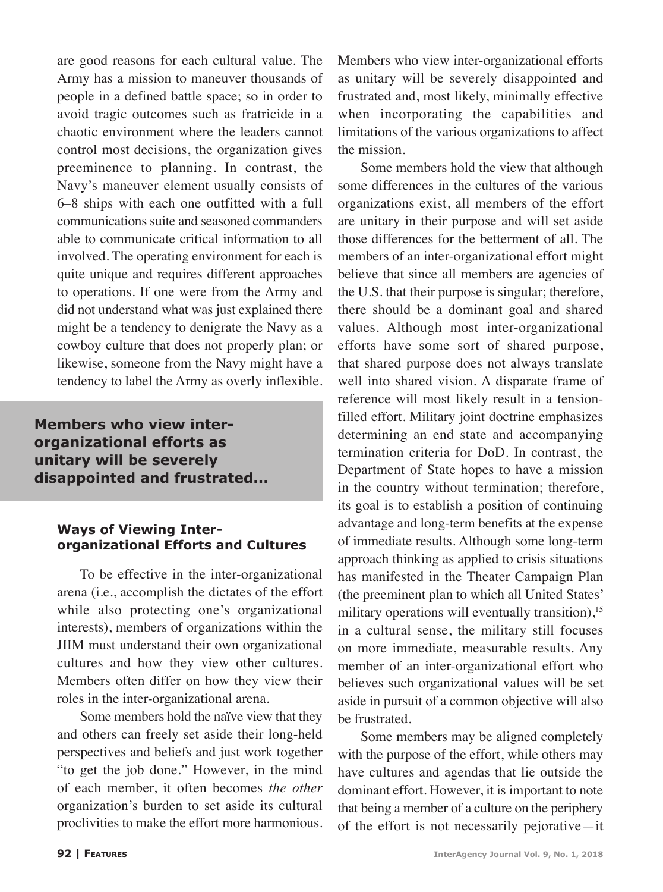are good reasons for each cultural value. The Army has a mission to maneuver thousands of people in a defined battle space; so in order to avoid tragic outcomes such as fratricide in a chaotic environment where the leaders cannot control most decisions, the organization gives preeminence to planning. In contrast, the Navy's maneuver element usually consists of 6–8 ships with each one outfitted with a full communications suite and seasoned commanders able to communicate critical information to all involved. The operating environment for each is quite unique and requires different approaches to operations. If one were from the Army and did not understand what was just explained there might be a tendency to denigrate the Navy as a cowboy culture that does not properly plan; or likewise, someone from the Navy might have a tendency to label the Army as overly inflexible.

**Members who view inter-organizational efforts as unitary will be severely disappointed and frustrated...**

### Ways of Viewing Inter-organizational Efforts and Cultures

To be effective in the inter-organizational arena (i.e., accomplish the dictates of the effort while also protecting one's organizational interests), members of organizations within the JIIM must understand their own organizational cultures and how they view other cultures. Members often differ on how they view their roles in the inter-organizational arena.

Some members hold the naïve view that they and others can freely set aside their long-held perspectives and beliefs and just work together "to get the job done." However, in the mind of each member, it often becomes *the other* organization's burden to set aside its cultural proclivities to make the effort more harmonious. Members who view inter-organizational efforts as unitary will be severely disappointed and frustrated and, most likely, minimally effective when incorporating the capabilities and limitations of the various organizations to affect the mission.

Some members hold the view that although some differences in the cultures of the various organizations exist, all members of the effort are unitary in their purpose and will set aside those differences for the betterment of all. The members of an inter-organizational effort might believe that since all members are agencies of the U.S. that their purpose is singular; therefore, there should be a dominant goal and shared values. Although most inter-organizational efforts have some sort of shared purpose, that shared purpose does not always translate well into shared vision. A disparate frame of reference will most likely result in a tension-filled effort. Military joint doctrine emphasizes determining an end state and accompanying termination criteria for DoD. In contrast, the Department of State hopes to have a mission in the country without termination; therefore, its goal is to establish a position of continuing advantage and long-term benefits at the expense of immediate results. Although some long-term approach thinking as applied to crisis situations has manifested in the Theater Campaign Plan (the preeminent plan to which all United States' military operations will eventually transition),[15] in a cultural sense, the military still focuses on more immediate, measurable results. Any member of an inter-organizational effort who believes such organizational values will be set aside in pursuit of a common objective will also be frustrated.

Some members may be aligned completely with the purpose of the effort, while others may have cultures and agendas that lie outside the dominant effort. However, it is important to note that being a member of a culture on the periphery of the effort is not necessarily pejorative—it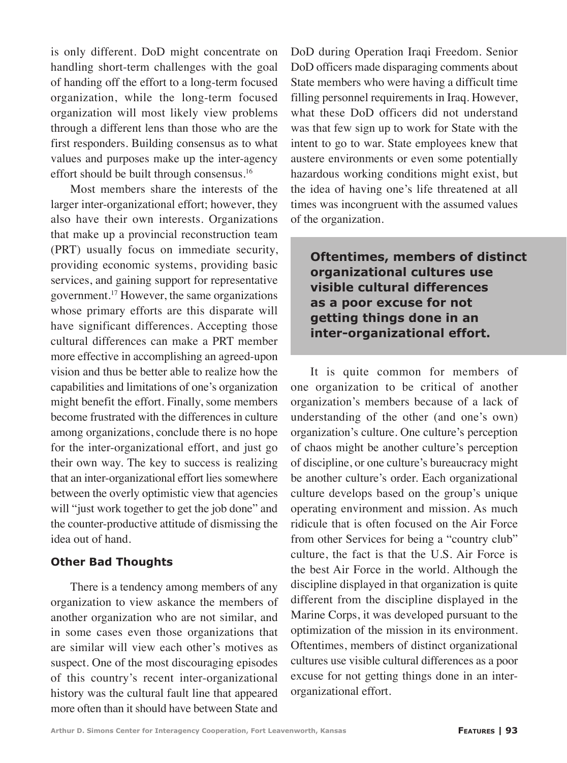is only different. DoD might concentrate on handling short-term challenges with the goal of handing off the effort to a long-term focused organization, while the long-term focused organization will most likely view problems through a different lens than those who are the first responders. Building consensus as to what values and purposes make up the inter-agency effort should be built through consensus.[16]

Most members share the interests of the larger inter-organizational effort; however, they also have their own interests. Organizations that make up a provincial reconstruction team (PRT) usually focus on immediate security, providing economic systems, providing basic services, and gaining support for representative government.[17] However, the same organizations whose primary efforts are this disparate will have significant differences. Accepting those cultural differences can make a PRT member more effective in accomplishing an agreed-upon vision and thus be better able to realize how the capabilities and limitations of one's organization might benefit the effort. Finally, some members become frustrated with the differences in culture among organizations, conclude there is no hope for the inter-organizational effort, and just go their own way. The key to success is realizing that an inter-organizational effort lies somewhere between the overly optimistic view that agencies will "just work together to get the job done" and the counter-productive attitude of dismissing the idea out of hand.

### Other Bad Thoughts

There is a tendency among members of any organization to view askance the members of another organization who are not similar, and in some cases even those organizations that are similar will view each other's motives as suspect. One of the most discouraging episodes of this country's recent inter-organizational history was the cultural fault line that appeared more often than it should have between State and DoD during Operation Iraqi Freedom. Senior DoD officers made disparaging comments about State members who were having a difficult time filling personnel requirements in Iraq. However, what these DoD officers did not understand was that few sign up to work for State with the intent to go to war. State employees knew that austere environments or even some potentially hazardous working conditions might exist, but the idea of having one's life threatened at all times was incongruent with the assumed values of the organization.

> **Oftentimes, members of distinct organizational cultures use visible cultural differences as a poor excuse for not getting things done in an inter-organizational effort.**

It is quite common for members of one organization to be critical of another organization's members because of a lack of understanding of the other (and one's own) organization's culture. One culture's perception of chaos might be another culture's perception of discipline, or one culture's bureaucracy might be another culture's order. Each organizational culture develops based on the group's unique operating environment and mission. As much ridicule that is often focused on the Air Force from other Services for being a "country club" culture, the fact is that the U.S. Air Force is the best Air Force in the world. Although the discipline displayed in that organization is quite different from the discipline displayed in the Marine Corps, it was developed pursuant to the optimization of the mission in its environment. Oftentimes, members of distinct organizational cultures use visible cultural differences as a poor excuse for not getting things done in an inter-organizational effort.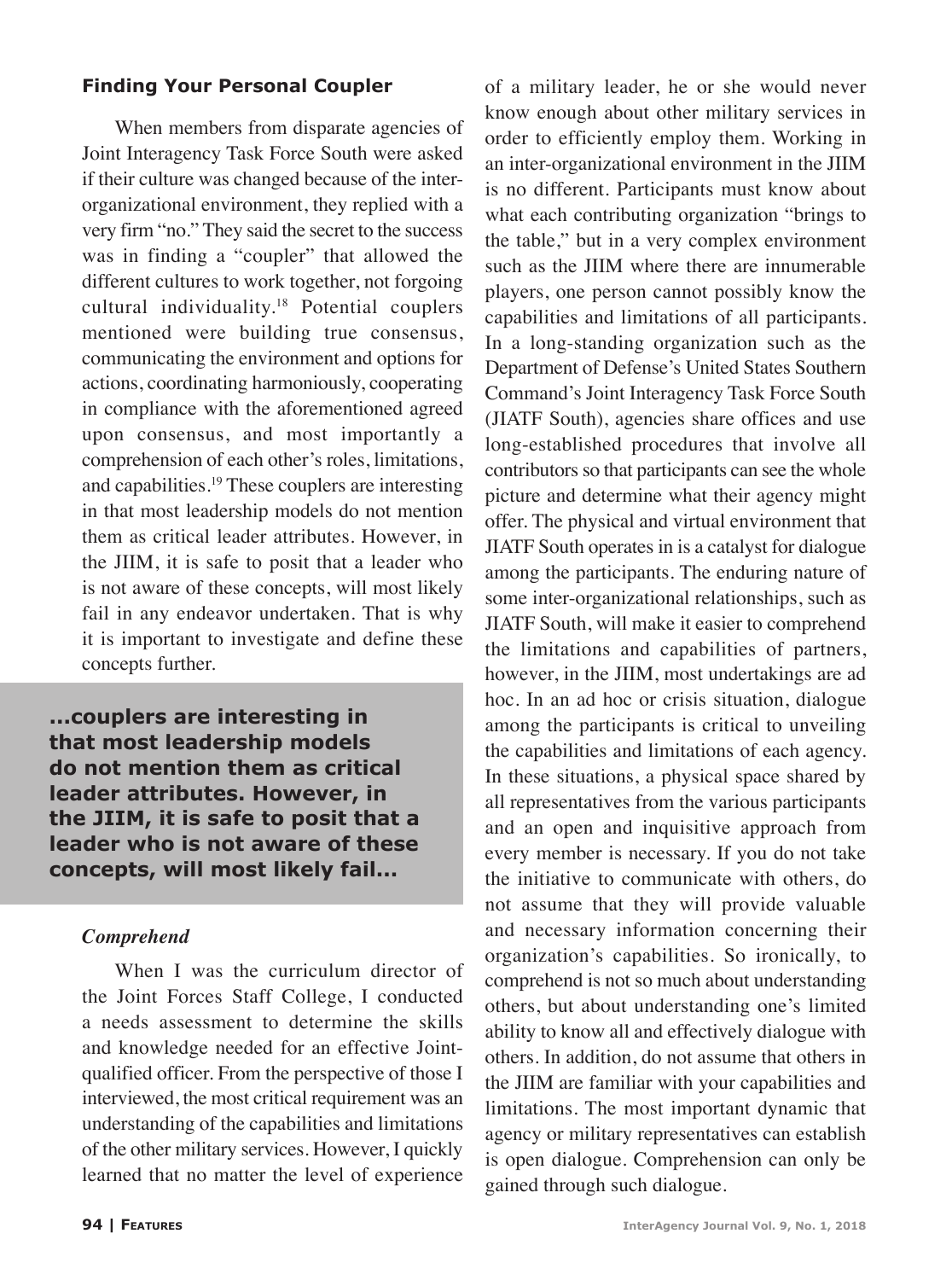### Finding Your Personal Coupler

When members from disparate agencies of Joint Interagency Task Force South were asked if their culture was changed because of the inter-organizational environment, they replied with a very firm "no." They said the secret to the success was in finding a "coupler" that allowed the different cultures to work together, not forgoing cultural individuality.[18] Potential couplers mentioned were building true consensus, communicating the environment and options for actions, coordinating harmoniously, cooperating in compliance with the aforementioned agreed upon consensus, and most importantly a comprehension of each other's roles, limitations, and capabilities.[19] These couplers are interesting in that most leadership models do not mention them as critical leader attributes. However, in the JIIM, it is safe to posit that a leader who is not aware of these concepts, will most likely fail in any endeavor undertaken. That is why it is important to investigate and define these concepts further.

**...couplers are interesting in that most leadership models do not mention them as critical leader attributes. However, in the JIIM, it is safe to posit that a leader who is not aware of these concepts, will most likely fail...**

#### *Comprehend*

When I was the curriculum director of the Joint Forces Staff College, I conducted a needs assessment to determine the skills and knowledge needed for an effective Joint-qualified officer. From the perspective of those I interviewed, the most critical requirement was an understanding of the capabilities and limitations of the other military services. However, I quickly learned that no matter the level of experience of a military leader, he or she would never know enough about other military services in order to efficiently employ them. Working in an inter-organizational environment in the JIIM is no different. Participants must know about what each contributing organization "brings to the table," but in a very complex environment such as the JIIM where there are innumerable players, one person cannot possibly know the capabilities and limitations of all participants. In a long-standing organization such as the Department of Defense's United States Southern Command's Joint Interagency Task Force South (JIATF South), agencies share offices and use long-established procedures that involve all contributors so that participants can see the whole picture and determine what their agency might offer. The physical and virtual environment that JIATF South operates in is a catalyst for dialogue among the participants. The enduring nature of some inter-organizational relationships, such as JIATF South, will make it easier to comprehend the limitations and capabilities of partners, however, in the JIIM, most undertakings are ad hoc. In an ad hoc or crisis situation, dialogue among the participants is critical to unveiling the capabilities and limitations of each agency. In these situations, a physical space shared by all representatives from the various participants and an open and inquisitive approach from every member is necessary. If you do not take the initiative to communicate with others, do not assume that they will provide valuable and necessary information concerning their organization's capabilities. So ironically, to comprehend is not so much about understanding others, but about understanding one's limited ability to know all and effectively dialogue with others. In addition, do not assume that others in the JIIM are familiar with your capabilities and limitations. The most important dynamic that agency or military representatives can establish is open dialogue. Comprehension can only be gained through such dialogue.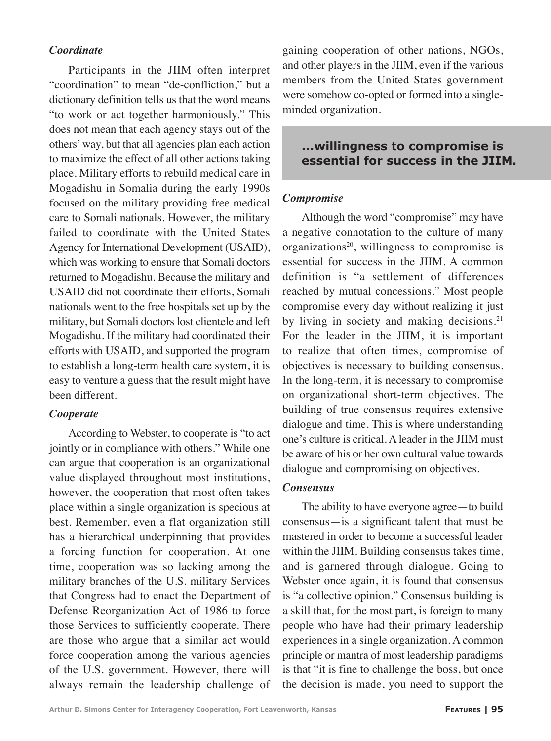### *Coordinate*

Participants in the JIIM often interpret "coordination" to mean "de-confliction," but a dictionary definition tells us that the word means "to work or act together harmoniously." This does not mean that each agency stays out of the others' way, but that all agencies plan each action to maximize the effect of all other actions taking place. Military efforts to rebuild medical care in Mogadishu in Somalia during the early 1990s focused on the military providing free medical care to Somali nationals. However, the military failed to coordinate with the United States Agency for International Development (USAID), which was working to ensure that Somali doctors returned to Mogadishu. Because the military and USAID did not coordinate their efforts, Somali nationals went to the free hospitals set up by the military, but Somali doctors lost clientele and left Mogadishu. If the military had coordinated their efforts with USAID, and supported the program to establish a long-term health care system, it is easy to venture a guess that the result might have been different.

### *Cooperate*

According to Webster, to cooperate is "to act jointly or in compliance with others." While one can argue that cooperation is an organizational value displayed throughout most institutions, however, the cooperation that most often takes place within a single organization is specious at best. Remember, even a flat organization still has a hierarchical underpinning that provides a forcing function for cooperation. At one time, cooperation was so lacking among the military branches of the U.S. military Services that Congress had to enact the Department of Defense Reorganization Act of 1986 to force those Services to sufficiently cooperate. There are those who argue that a similar act would force cooperation among the various agencies of the U.S. government. However, there will always remain the leadership challenge of gaining cooperation of other nations, NGOs, and other players in the JIIM, even if the various members from the United States government were somehow co-opted or formed into a single-minded organization.

**...willingness to compromise is essential for success in the JIIM.**

### *Compromise*

Although the word "compromise" may have a negative connotation to the culture of many organizations[20], willingness to compromise is essential for success in the JIIM. A common definition is "a settlement of differences reached by mutual concessions." Most people compromise every day without realizing it just by living in society and making decisions.[21] For the leader in the JIIM, it is important to realize that often times, compromise of objectives is necessary to building consensus. In the long-term, it is necessary to compromise on organizational short-term objectives. The building of true consensus requires extensive dialogue and time. This is where understanding one's culture is critical. A leader in the JIIM must be aware of his or her own cultural value towards dialogue and compromising on objectives.

### *Consensus*

The ability to have everyone agree—to build consensus—is a significant talent that must be mastered in order to become a successful leader within the JIIM. Building consensus takes time, and is garnered through dialogue. Going to Webster once again, it is found that consensus is "a collective opinion." Consensus building is a skill that, for the most part, is foreign to many people who have had their primary leadership experiences in a single organization. A common principle or mantra of most leadership paradigms is that "it is fine to challenge the boss, but once the decision is made, you need to support the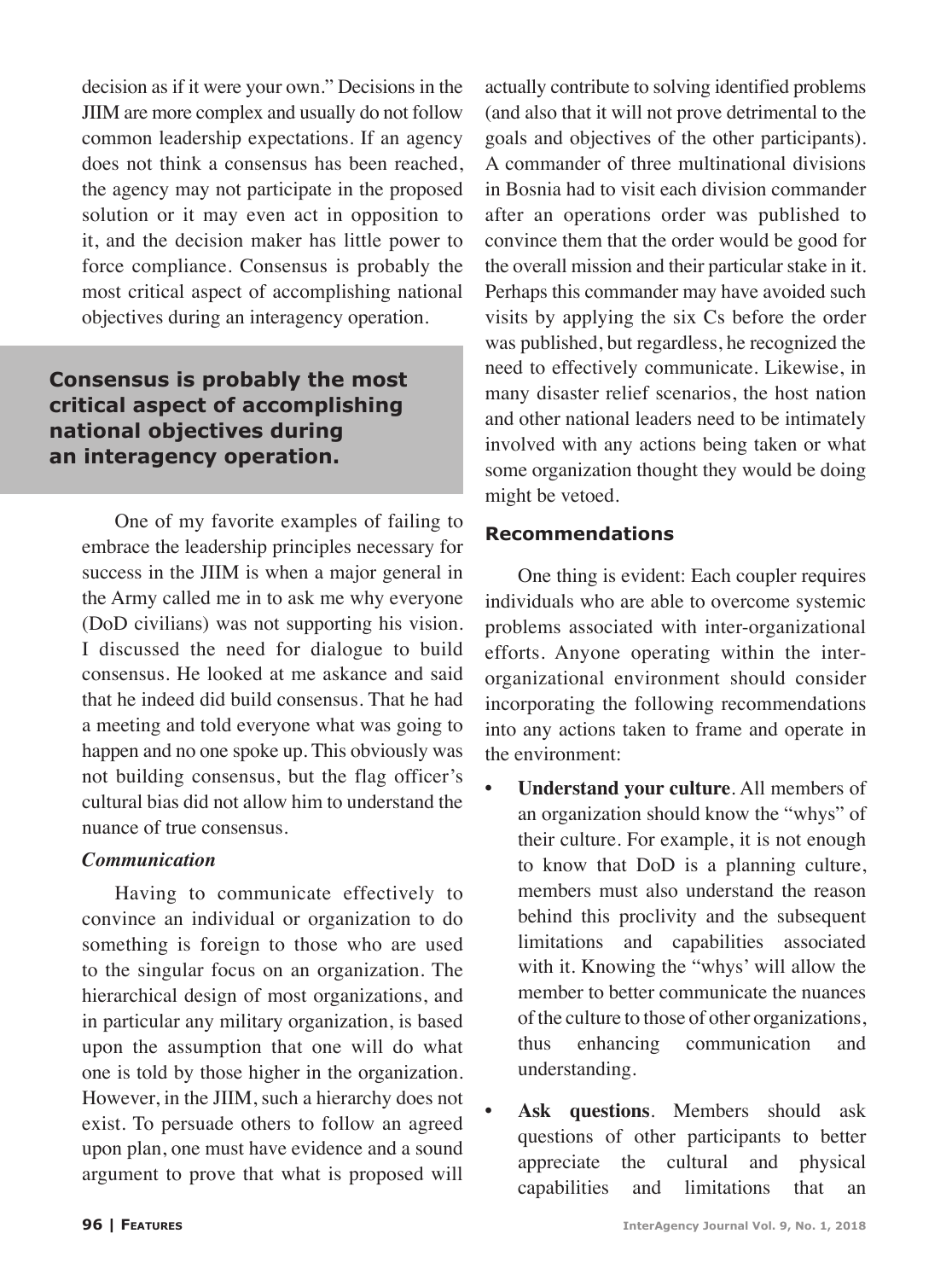decision as if it were your own." Decisions in the JIIM are more complex and usually do not follow common leadership expectations. If an agency does not think a consensus has been reached, the agency may not participate in the proposed solution or it may even act in opposition to it, and the decision maker has little power to force compliance. Consensus is probably the most critical aspect of accomplishing national objectives during an interagency operation.

**Consensus is probably the most critical aspect of accomplishing national objectives during an interagency operation.**

One of my favorite examples of failing to embrace the leadership principles necessary for success in the JIIM is when a major general in the Army called me in to ask me why everyone (DoD civilians) was not supporting his vision. I discussed the need for dialogue to build consensus. He looked at me askance and said that he indeed did build consensus. That he had a meeting and told everyone what was going to happen and no one spoke up. This obviously was not building consensus, but the flag officer's cultural bias did not allow him to understand the nuance of true consensus.

### *Communication*

Having to communicate effectively to convince an individual or organization to do something is foreign to those who are used to the singular focus on an organization. The hierarchical design of most organizations, and in particular any military organization, is based upon the assumption that one will do what one is told by those higher in the organization. However, in the JIIM, such a hierarchy does not exist. To persuade others to follow an agreed upon plan, one must have evidence and a sound argument to prove that what is proposed will actually contribute to solving identified problems (and also that it will not prove detrimental to the goals and objectives of the other participants). A commander of three multinational divisions in Bosnia had to visit each division commander after an operations order was published to convince them that the order would be good for the overall mission and their particular stake in it. Perhaps this commander may have avoided such visits by applying the six Cs before the order was published, but regardless, he recognized the need to effectively communicate. Likewise, in many disaster relief scenarios, the host nation and other national leaders need to be intimately involved with any actions being taken or what some organization thought they would be doing might be vetoed.

## Recommendations

One thing is evident: Each coupler requires individuals who are able to overcome systemic problems associated with inter-organizational efforts. Anyone operating within the inter-organizational environment should consider incorporating the following recommendations into any actions taken to frame and operate in the environment:

- **Understand your culture**. All members of an organization should know the "whys" of their culture. For example, it is not enough to know that DoD is a planning culture, members must also understand the reason behind this proclivity and the subsequent limitations and capabilities associated with it. Knowing the "whys' will allow the member to better communicate the nuances of the culture to those of other organizations, thus enhancing communication and understanding.
- **Ask questions**. Members should ask questions of other participants to better appreciate the cultural and physical capabilities and limitations that an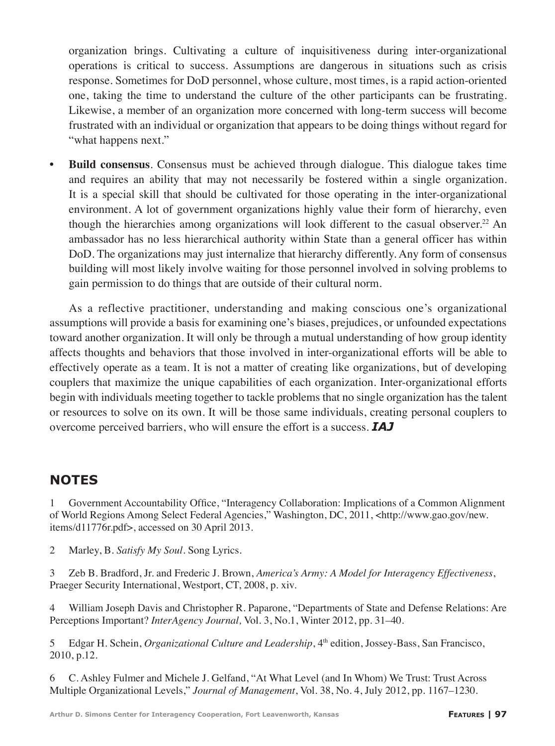organization brings. Cultivating a culture of inquisitiveness during inter-organizational operations is critical to success. Assumptions are dangerous in situations such as crisis response. Sometimes for DoD personnel, whose culture, most times, is a rapid action-oriented one, taking the time to understand the culture of the other participants can be frustrating. Likewise, a member of an organization more concerned with long-term success will become frustrated with an individual or organization that appears to be doing things without regard for "what happens next."

- **Build consensus**. Consensus must be achieved through dialogue. This dialogue takes time and requires an ability that may not necessarily be fostered within a single organization. It is a special skill that should be cultivated for those operating in the inter-organizational environment. A lot of government organizations highly value their form of hierarchy, even though the hierarchies among organizations will look different to the casual observer.[22] An ambassador has no less hierarchical authority within State than a general officer has within DoD. The organizations may just internalize that hierarchy differently. Any form of consensus building will most likely involve waiting for those personnel involved in solving problems to gain permission to do things that are outside of their cultural norm.

As a reflective practitioner, understanding and making conscious one's organizational assumptions will provide a basis for examining one's biases, prejudices, or unfounded expectations toward another organization. It will only be through a mutual understanding of how group identity affects thoughts and behaviors that those involved in inter-organizational efforts will be able to effectively operate as a team. It is not a matter of creating like organizations, but of developing couplers that maximize the unique capabilities of each organization. Inter-organizational efforts begin with individuals meeting together to tackle problems that no single organization has the talent or resources to solve on its own. It will be those same individuals, creating personal couplers to overcome perceived barriers, who will ensure the effort is a success. ***IAJ***

## NOTES

1 Government Accountability Office, "Interagency Collaboration: Implications of a Common Alignment of World Regions Among Select Federal Agencies," Washington, DC, 2011, <http://www.gao.gov/new.items/d11776r.pdf>, accessed on 30 April 2013.

2 Marley, B. *Satisfy My Soul*. Song Lyrics.

3 Zeb B. Bradford, Jr. and Frederic J. Brown, *America's Army: A Model for Interagency Effectiveness*, Praeger Security International, Westport, CT, 2008, p. xiv.

4 William Joseph Davis and Christopher R. Paparone, "Departments of State and Defense Relations: Are Perceptions Important? *InterAgency Journal,* Vol. 3, No.1, Winter 2012, pp. 31–40.

5 Edgar H. Schein, *Organizational Culture and Leadership*, 4th edition, Jossey-Bass, San Francisco, 2010, p.12.

6 C. Ashley Fulmer and Michele J. Gelfand, "At What Level (and In Whom) We Trust: Trust Across Multiple Organizational Levels," *Journal of Management*, Vol. 38, No. 4, July 2012, pp. 1167–1230.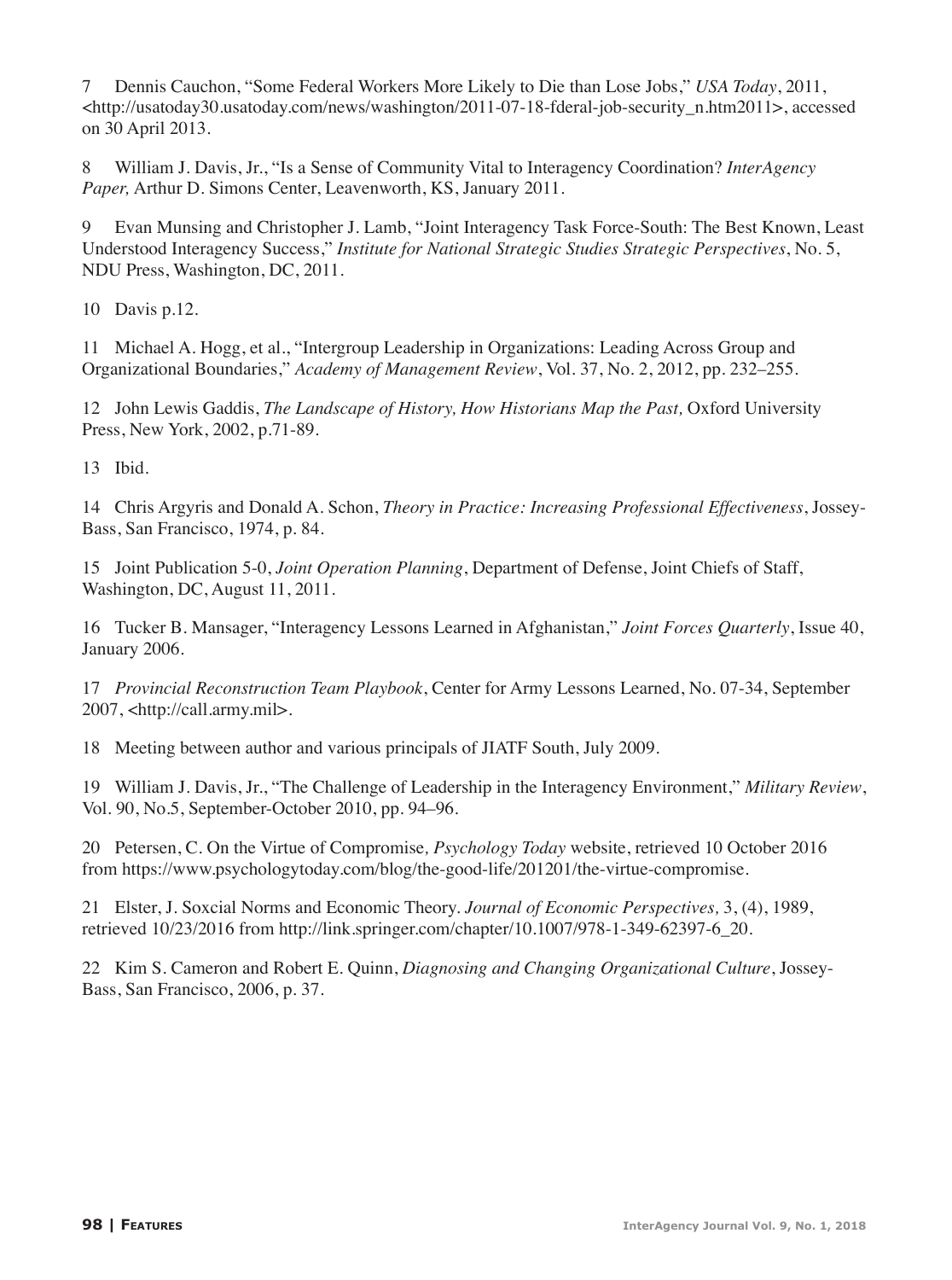7 Dennis Cauchon, "Some Federal Workers More Likely to Die than Lose Jobs," *USA Today*, 2011, <http://usatoday30.usatoday.com/news/washington/2011-07-18-fderal-job-security_n.htm2011>, accessed on 30 April 2013.

8 William J. Davis, Jr., "Is a Sense of Community Vital to Interagency Coordination? *InterAgency Paper,* Arthur D. Simons Center, Leavenworth, KS, January 2011.

9 Evan Munsing and Christopher J. Lamb, "Joint Interagency Task Force-South: The Best Known, Least Understood Interagency Success," *Institute for National Strategic Studies Strategic Perspectives*, No. 5, NDU Press, Washington, DC, 2011.

10 Davis p.12.

11 Michael A. Hogg, et al., "Intergroup Leadership in Organizations: Leading Across Group and Organizational Boundaries," *Academy of Management Review*, Vol. 37, No. 2, 2012, pp. 232–255.

12 John Lewis Gaddis, *The Landscape of History, How Historians Map the Past,* Oxford University Press, New York, 2002, p.71-89.

13 Ibid.

14 Chris Argyris and Donald A. Schon, *Theory in Practice: Increasing Professional Effectiveness*, Jossey-Bass, San Francisco, 1974, p. 84.

15 Joint Publication 5-0, *Joint Operation Planning*, Department of Defense, Joint Chiefs of Staff, Washington, DC, August 11, 2011.

16 Tucker B. Mansager, "Interagency Lessons Learned in Afghanistan," *Joint Forces Quarterly*, Issue 40, January 2006.

17 *Provincial Reconstruction Team Playbook*, Center for Army Lessons Learned, No. 07-34, September 2007, <http://call.army.mil>.

18 Meeting between author and various principals of JIATF South, July 2009.

19 William J. Davis, Jr., "The Challenge of Leadership in the Interagency Environment," *Military Review*, Vol. 90, No.5, September-October 2010, pp. 94–96.

20 Petersen, C. On the Virtue of Compromise*, Psychology Today* website, retrieved 10 October 2016 from https://www.psychologytoday.com/blog/the-good-life/201201/the-virtue-compromise.

21 Elster, J. Soxcial Norms and Economic Theory. *Journal of Economic Perspectives,* 3, (4), 1989, retrieved 10/23/2016 from http://link.springer.com/chapter/10.1007/978-1-349-62397-6_20.

22 Kim S. Cameron and Robert E. Quinn, *Diagnosing and Changing Organizational Culture*, Jossey-Bass, San Francisco, 2006, p. 37.